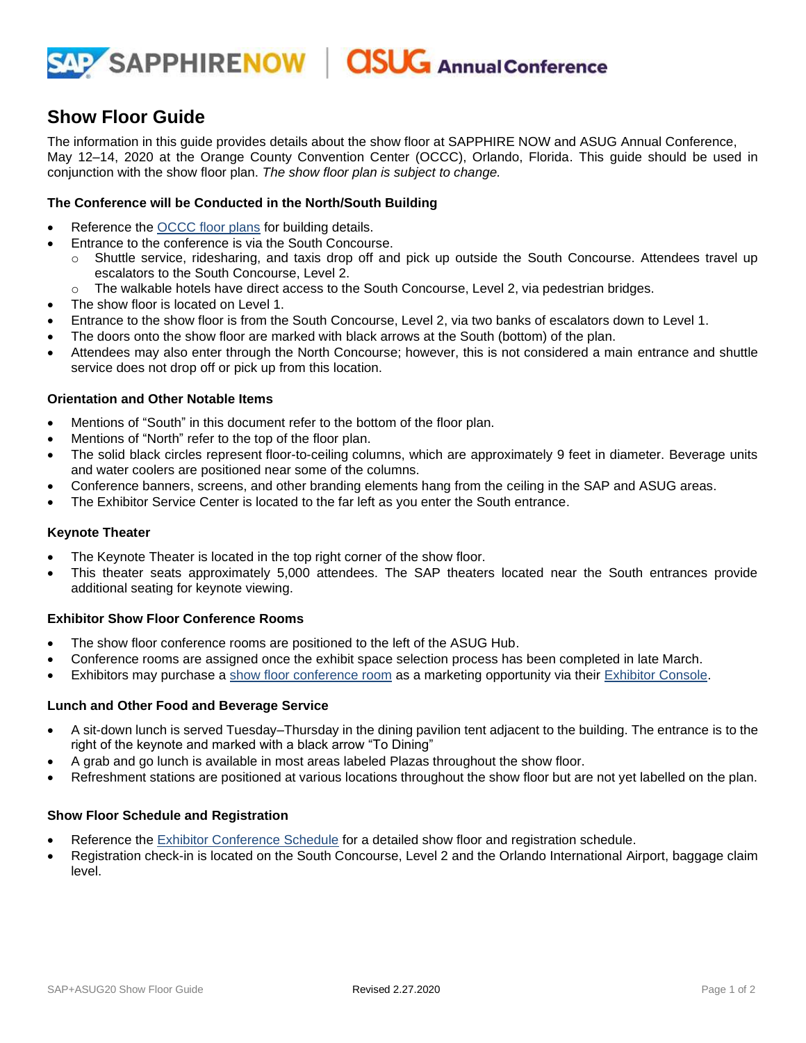# Show Floor Guide

The information in this guide provides details about the show floor at SAPPHIRE NOW and ASUG Annual Conference, May 12–14, 2020 at the Orange County Convention Center (OCCC), Orlando, Florida. This guide should be used in conjunction with the show floor plan. *The show floor plan is subject to change.*

### The Conference will be Conducted in the North/South Building

- Reference the OCCC floor plans for building details.
- Entrance to the conference is via the South Concourse.
  - Shuttle service, ridesharing, and taxis drop off and pick up outside the South Concourse. Attendees travel up escalators to the South Concourse, Level 2.
  - The walkable hotels have direct access to the South Concourse, Level 2, via pedestrian bridges.
- The show floor is located on Level 1.
- Entrance to the show floor is from the South Concourse, Level 2, via two banks of escalators down to Level 1.
- The doors onto the show floor are marked with black arrows at the South (bottom) of the plan.
- Attendees may also enter through the North Concourse; however, this is not considered a main entrance and shuttle service does not drop off or pick up from this location.

### Orientation and Other Notable Items

- Mentions of "South" in this document refer to the bottom of the floor plan.
- Mentions of "North" refer to the top of the floor plan.
- The solid black circles represent floor-to-ceiling columns, which are approximately 9 feet in diameter. Beverage units and water coolers are positioned near some of the columns.
- Conference banners, screens, and other branding elements hang from the ceiling in the SAP and ASUG areas.
- The Exhibitor Service Center is located to the far left as you enter the South entrance.

### Keynote Theater

- The Keynote Theater is located in the top right corner of the show floor.
- This theater seats approximately 5,000 attendees. The SAP theaters located near the South entrances provide additional seating for keynote viewing.

### Exhibitor Show Floor Conference Rooms

- The show floor conference rooms are positioned to the left of the ASUG Hub.
- Conference rooms are assigned once the exhibit space selection process has been completed in late March.
- Exhibitors may purchase a show floor conference room as a marketing opportunity via their Exhibitor Console.

### Lunch and Other Food and Beverage Service

- A sit-down lunch is served Tuesday–Thursday in the dining pavilion tent adjacent to the building. The entrance is to the right of the keynote and marked with a black arrow "To Dining"
- A grab and go lunch is available in most areas labeled Plazas throughout the show floor.
- Refreshment stations are positioned at various locations throughout the show floor but are not yet labelled on the plan.

### Show Floor Schedule and Registration

- Reference the Exhibitor Conference Schedule for a detailed show floor and registration schedule.
- Registration check-in is located on the South Concourse, Level 2 and the Orlando International Airport, baggage claim level.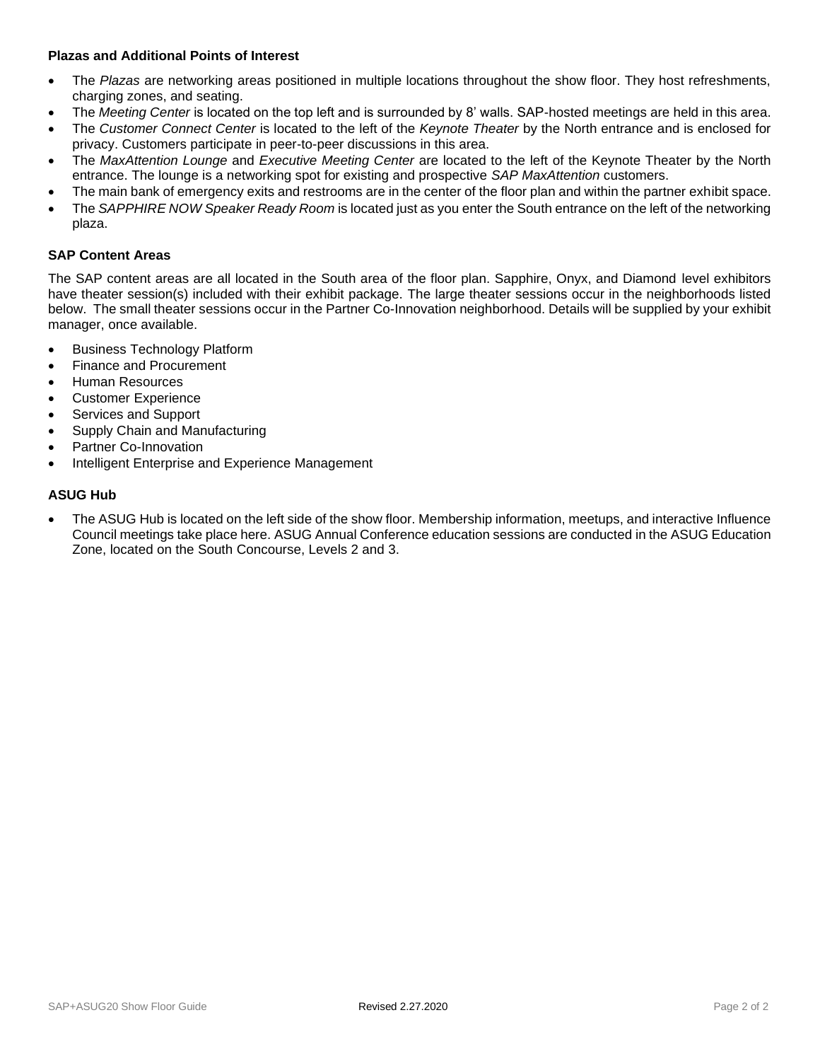## Plazas and Additional Points of Interest

- The *Plazas* are networking areas positioned in multiple locations throughout the show floor. They host refreshments, charging zones, and seating.
- The *Meeting Center* is located on the top left and is surrounded by 8' walls. SAP-hosted meetings are held in this area.
- The *Customer Connect Center* is located to the left of the *Keynote Theater* by the North entrance and is enclosed for privacy. Customers participate in peer-to-peer discussions in this area.
- The *MaxAttention Lounge* and *Executive Meeting Center* are located to the left of the Keynote Theater by the North entrance. The lounge is a networking spot for existing and prospective *SAP MaxAttention* customers.
- The main bank of emergency exits and restrooms are in the center of the floor plan and within the partner exhibit space.
- The *SAPPHIRE NOW Speaker Ready Room* is located just as you enter the South entrance on the left of the networking plaza.

## SAP Content Areas

The SAP content areas are all located in the South area of the floor plan. Sapphire, Onyx, and Diamond level exhibitors have theater session(s) included with their exhibit package. The large theater sessions occur in the neighborhoods listed below. The small theater sessions occur in the Partner Co-Innovation neighborhood. Details will be supplied by your exhibit manager, once available.

- Business Technology Platform
- Finance and Procurement
- Human Resources
- Customer Experience
- Services and Support
- Supply Chain and Manufacturing
- Partner Co-Innovation
- Intelligent Enterprise and Experience Management

## ASUG Hub

- The ASUG Hub is located on the left side of the show floor. Membership information, meetups, and interactive Influence Council meetings take place here. ASUG Annual Conference education sessions are conducted in the ASUG Education Zone, located on the South Concourse, Levels 2 and 3.